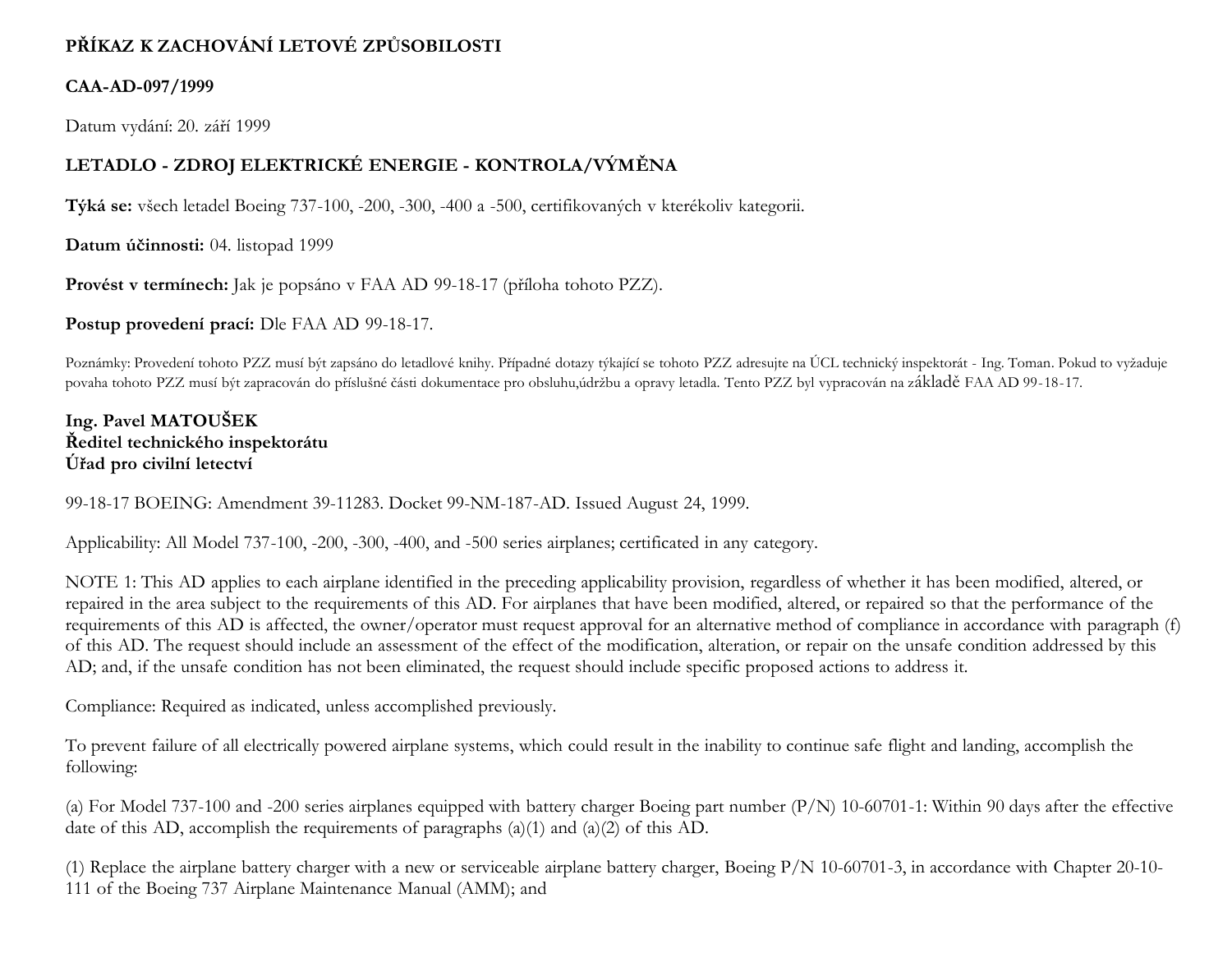**PŘÍKAZ K ZACHOVÁNÍ LETOVÉ ZPŮSOBILOSTI**

**CAA-AD-097/1999**

Datum vydání: 20. září 1999

**LETADLO - ZDROJ ELEKTRICKÉ ENERGIE - KONTROLA/VÝMĚNA**

**Týká se:** všech letadel Boeing 737-100, -200, -300, -400 a -500, certifikovaných v kterékoliv kategorii.

**Datum účinnosti:** 04. listopad 1999

**Provést v termínech:** Jak je popsáno v FAA AD 99-18-17 (příloha tohoto PZZ).

**Postup provedení prací:** Dle FAA AD 99-18-17.

Poznámky: Provedení tohoto PZZ musí být zapsáno do letadlové knihy. Případné dotazy týkající se tohoto PZZ adresujte na ÚCL technický inspektorát - Ing. Toman. Pokud to vyžaduje povaha tohoto PZZ musí být zapracován do příslušné části dokumentace pro obsluhu,údržbu a opravy letadla. Tento PZZ byl vypracován na základě FAA AD 99-18-17.

**Ing. Pavel MATOUŠEK**
**Ředitel technického inspektorátu**
**Úřad pro civilní letectví**

99-18-17 BOEING: Amendment 39-11283. Docket 99-NM-187-AD. Issued August 24, 1999.

Applicability: All Model 737-100, -200, -300, -400, and -500 series airplanes; certificated in any category.

NOTE 1: This AD applies to each airplane identified in the preceding applicability provision, regardless of whether it has been modified, altered, or repaired in the area subject to the requirements of this AD. For airplanes that have been modified, altered, or repaired so that the performance of the requirements of this AD is affected, the owner/operator must request approval for an alternative method of compliance in accordance with paragraph (f) of this AD. The request should include an assessment of the effect of the modification, alteration, or repair on the unsafe condition addressed by this AD; and, if the unsafe condition has not been eliminated, the request should include specific proposed actions to address it.

Compliance: Required as indicated, unless accomplished previously.

To prevent failure of all electrically powered airplane systems, which could result in the inability to continue safe flight and landing, accomplish the following:

(a) For Model 737-100 and -200 series airplanes equipped with battery charger Boeing part number (P/N) 10-60701-1: Within 90 days after the effective date of this AD, accomplish the requirements of paragraphs (a)(1) and (a)(2) of this AD.

(1) Replace the airplane battery charger with a new or serviceable airplane battery charger, Boeing P/N 10-60701-3, in accordance with Chapter 20-10-111 of the Boeing 737 Airplane Maintenance Manual (AMM); and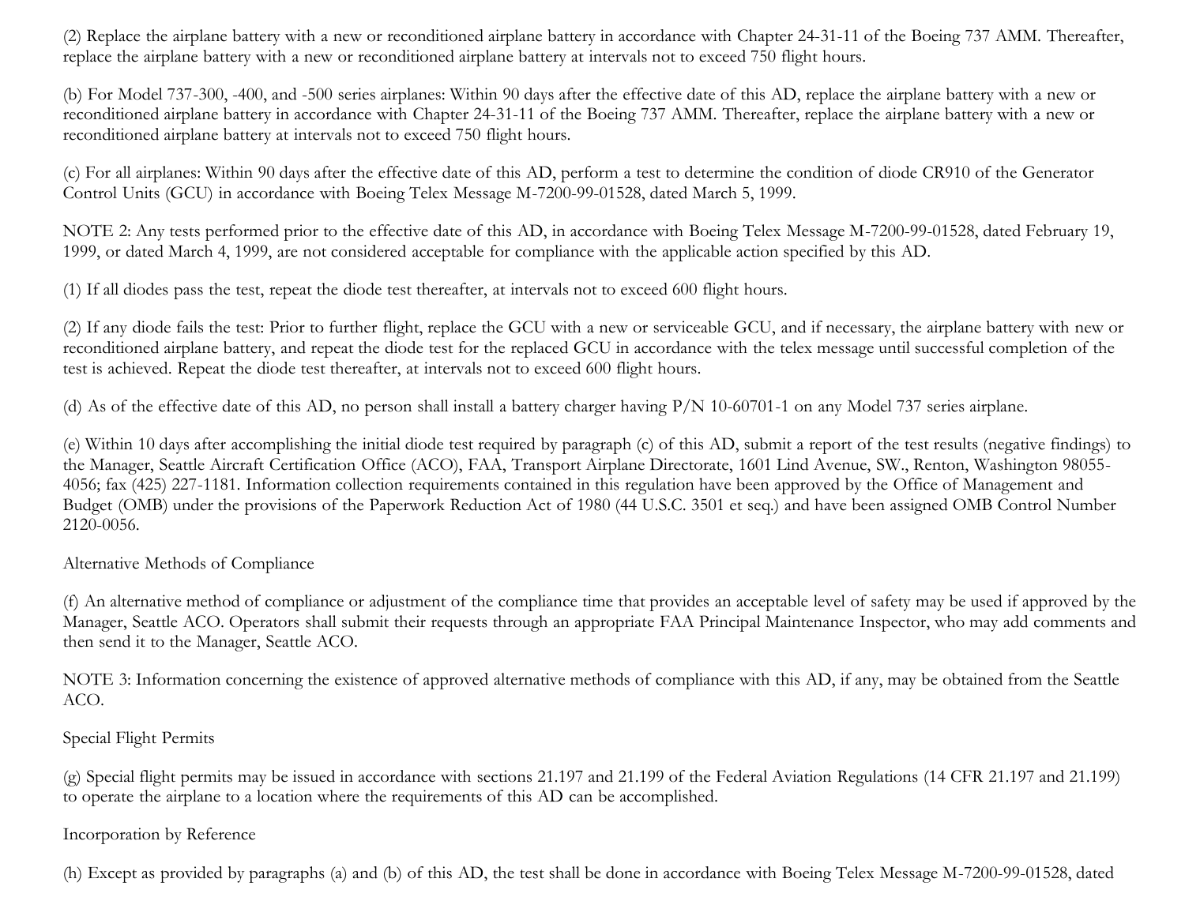(2) Replace the airplane battery with a new or reconditioned airplane battery in accordance with Chapter 24-31-11 of the Boeing 737 AMM. Thereafter, replace the airplane battery with a new or reconditioned airplane battery at intervals not to exceed 750 flight hours.

(b) For Model 737-300, -400, and -500 series airplanes: Within 90 days after the effective date of this AD, replace the airplane battery with a new or reconditioned airplane battery in accordance with Chapter 24-31-11 of the Boeing 737 AMM. Thereafter, replace the airplane battery with a new or reconditioned airplane battery at intervals not to exceed 750 flight hours.

(c) For all airplanes: Within 90 days after the effective date of this AD, perform a test to determine the condition of diode CR910 of the Generator Control Units (GCU) in accordance with Boeing Telex Message M-7200-99-01528, dated March 5, 1999.

NOTE 2: Any tests performed prior to the effective date of this AD, in accordance with Boeing Telex Message M-7200-99-01528, dated February 19, 1999, or dated March 4, 1999, are not considered acceptable for compliance with the applicable action specified by this AD.

(1) If all diodes pass the test, repeat the diode test thereafter, at intervals not to exceed 600 flight hours.

(2) If any diode fails the test: Prior to further flight, replace the GCU with a new or serviceable GCU, and if necessary, the airplane battery with new or reconditioned airplane battery, and repeat the diode test for the replaced GCU in accordance with the telex message until successful completion of the test is achieved. Repeat the diode test thereafter, at intervals not to exceed 600 flight hours.

(d) As of the effective date of this AD, no person shall install a battery charger having P/N 10-60701-1 on any Model 737 series airplane.

(e) Within 10 days after accomplishing the initial diode test required by paragraph (c) of this AD, submit a report of the test results (negative findings) to the Manager, Seattle Aircraft Certification Office (ACO), FAA, Transport Airplane Directorate, 1601 Lind Avenue, SW., Renton, Washington 98055-4056; fax (425) 227-1181. Information collection requirements contained in this regulation have been approved by the Office of Management and Budget (OMB) under the provisions of the Paperwork Reduction Act of 1980 (44 U.S.C. 3501 et seq.) and have been assigned OMB Control Number 2120-0056.

Alternative Methods of Compliance

(f) An alternative method of compliance or adjustment of the compliance time that provides an acceptable level of safety may be used if approved by the Manager, Seattle ACO. Operators shall submit their requests through an appropriate FAA Principal Maintenance Inspector, who may add comments and then send it to the Manager, Seattle ACO.

NOTE 3: Information concerning the existence of approved alternative methods of compliance with this AD, if any, may be obtained from the Seattle ACO.

Special Flight Permits

(g) Special flight permits may be issued in accordance with sections 21.197 and 21.199 of the Federal Aviation Regulations (14 CFR 21.197 and 21.199) to operate the airplane to a location where the requirements of this AD can be accomplished.

Incorporation by Reference

(h) Except as provided by paragraphs (a) and (b) of this AD, the test shall be done in accordance with Boeing Telex Message M-7200-99-01528, dated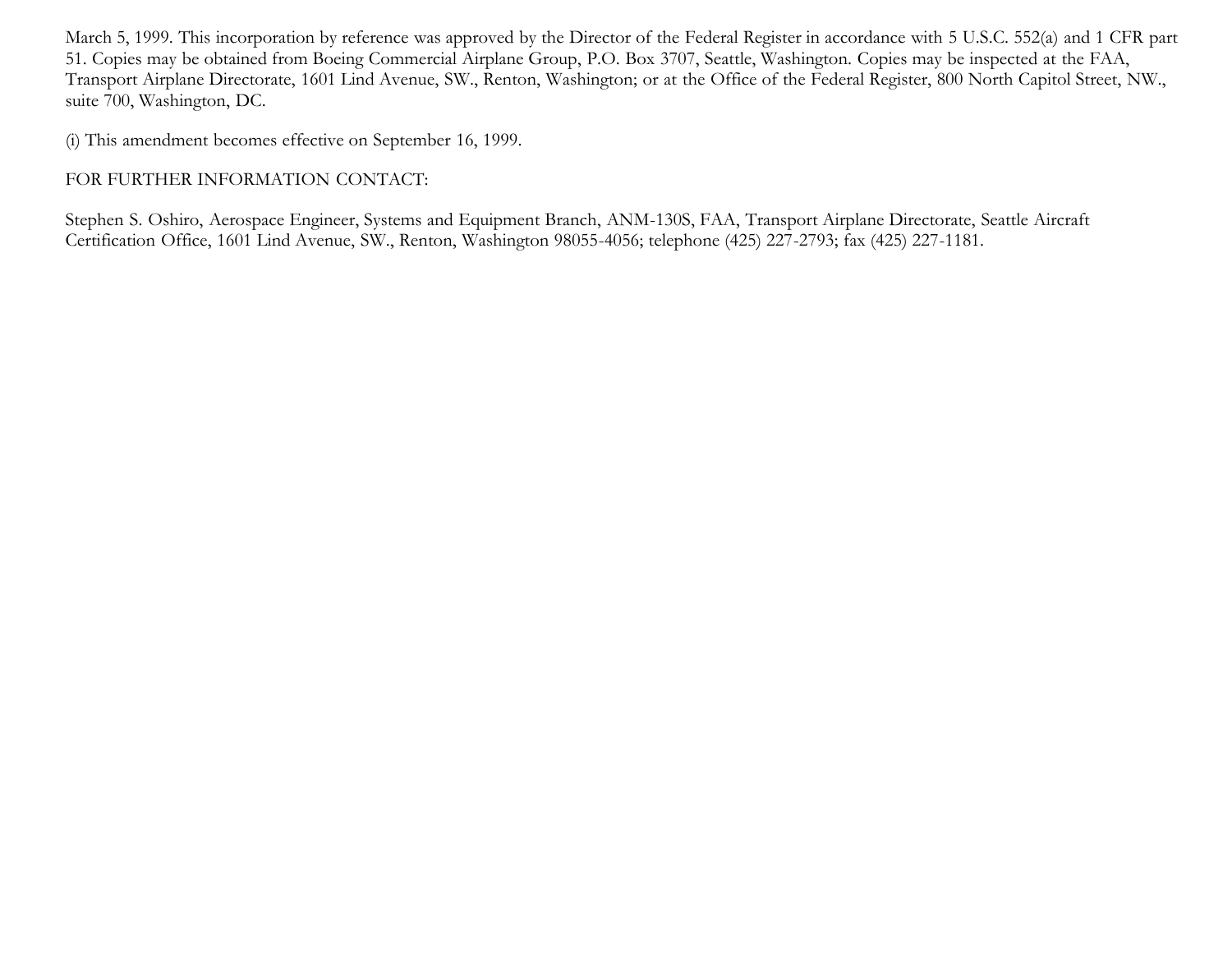March 5, 1999. This incorporation by reference was approved by the Director of the Federal Register in accordance with 5 U.S.C. 552(a) and 1 CFR part 51. Copies may be obtained from Boeing Commercial Airplane Group, P.O. Box 3707, Seattle, Washington. Copies may be inspected at the FAA, Transport Airplane Directorate, 1601 Lind Avenue, SW., Renton, Washington; or at the Office of the Federal Register, 800 North Capitol Street, NW., suite 700, Washington, DC.

(i) This amendment becomes effective on September 16, 1999.

FOR FURTHER INFORMATION CONTACT:

Stephen S. Oshiro, Aerospace Engineer, Systems and Equipment Branch, ANM-130S, FAA, Transport Airplane Directorate, Seattle Aircraft Certification Office, 1601 Lind Avenue, SW., Renton, Washington 98055-4056; telephone (425) 227-2793; fax (425) 227-1181.